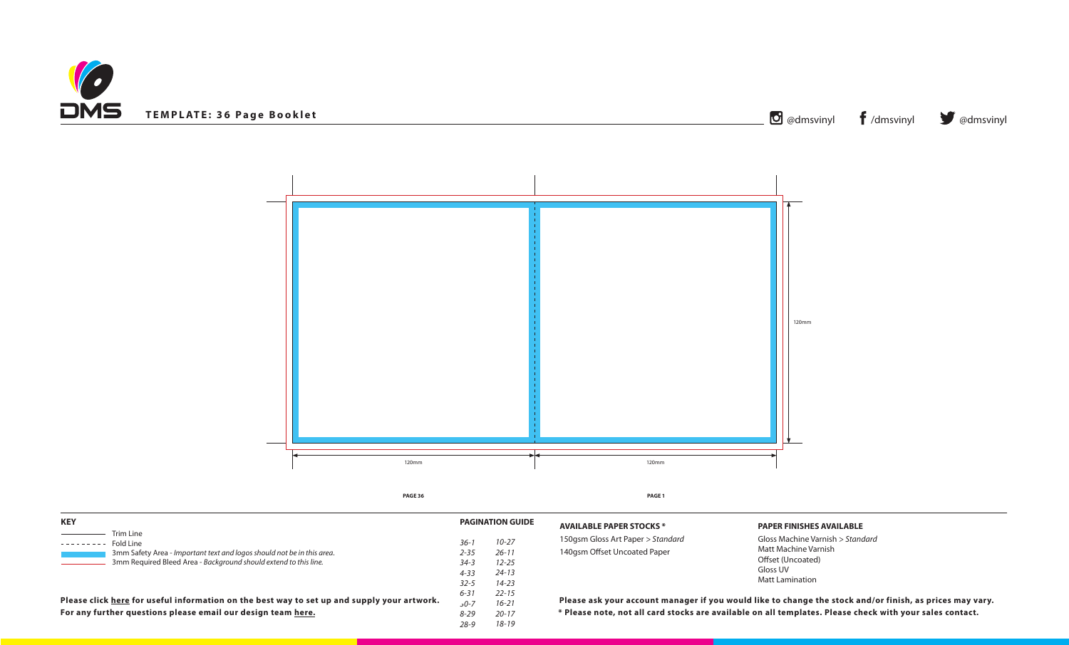# TEMPLATE: 36 Page Booklet

@dmsvinyl /dmsvinyl @dmsvinyl

120mm

120mm

120mm

PAGE 36

PAGE 1

**KEY**

- Trim Line
- Fold Line
- 3mm Safety Area - *Important text and logos should not be in this area.*
- 3mm Required Bleed Area - *Background should extend to this line.*

**Please click here for useful information on the best way to set up and supply your artwork.**
**For any further questions please email our design team here.**

**PAGINATION GUIDE**

| | |
|---|---|
| *36-1* | *10-27* |
| *2-35* | *26-11* |
| *34-3* | *12-25* |
| *4-33* | *24-13* |
| *32-5* | *14-23* |
| *6-31* | *22-15* |
| *30-7* | *16-21* |
| *8-29* | *20-17* |
| *28-9* | *18-19* |

**AVAILABLE PAPER STOCKS ***

150gsm Gloss Art Paper > *Standard*
140gsm Offset Uncoated Paper

**PAPER FINISHES AVAILABLE**

Gloss Machine Varnish > *Standard*
Matt Machine Varnish
Offset (Uncoated)
Gloss UV
Matt Lamination

**Please ask your account manager if you would like to change the stock and/or finish, as prices may vary.**
*** Please note, not all card stocks are available on all templates. Please check with your sales contact.**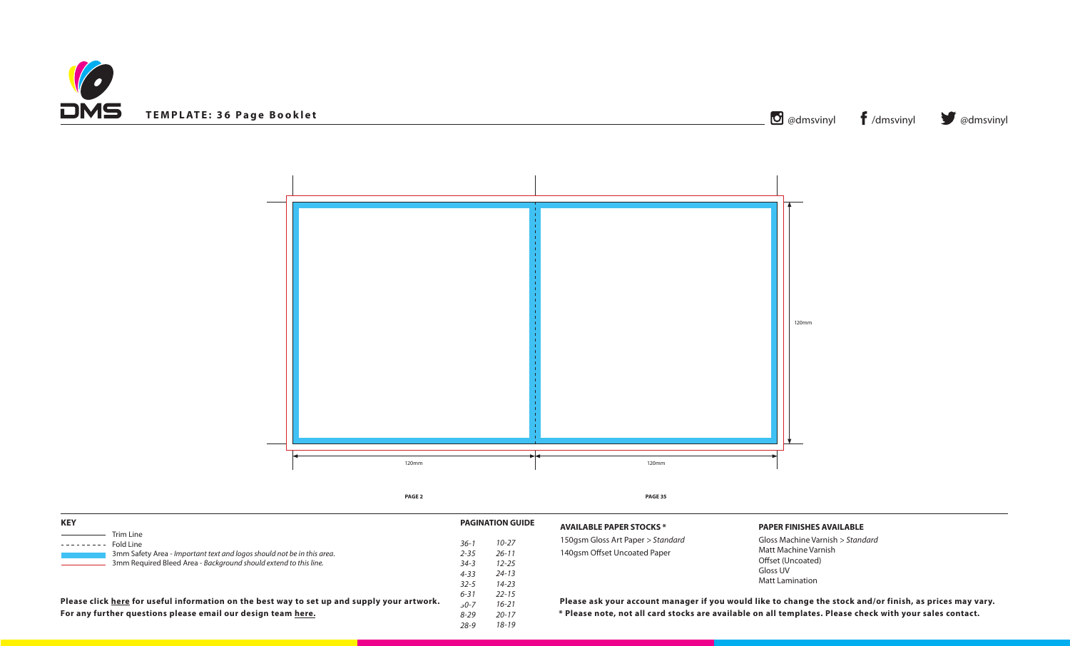**TEMPLATE: 36 Page Booklet**

@dmsvinyl /dmsvinyl @dmsvinyl

120mm

120mm 120mm

**PAGE 2** **PAGE 35**

**KEY**

- Trim Line
- Fold Line
- 3mm Safety Area - *Important text and logos should not be in this area.*
- 3mm Required Bleed Area - *Background should extend to this line.*

**Please click here for useful information on the best way to set up and supply your artwork.**
**For any further questions please email our design team here.**

**PAGINATION GUIDE**

| | |
|---|---|
| *36-1* | *10-27* |
| *2-35* | *26-11* |
| *34-3* | *12-25* |
| *4-33* | *24-13* |
| *32-5* | *14-23* |
| *6-31* | *22-15* |
| *30-7* | *16-21* |
| *8-29* | *20-17* |
| *28-9* | *18-19* |

**AVAILABLE PAPER STOCKS \***

150gsm Gloss Art Paper > *Standard*
140gsm Offset Uncoated Paper

**PAPER FINISHES AVAILABLE**

Gloss Machine Varnish > *Standard*
Matt Machine Varnish
Offset (Uncoated)
Gloss UV
Matt Lamination

**Please ask your account manager if you would like to change the stock and/or finish, as prices may vary.**
**\* Please note, not all card stocks are available on all templates. Please check with your sales contact.**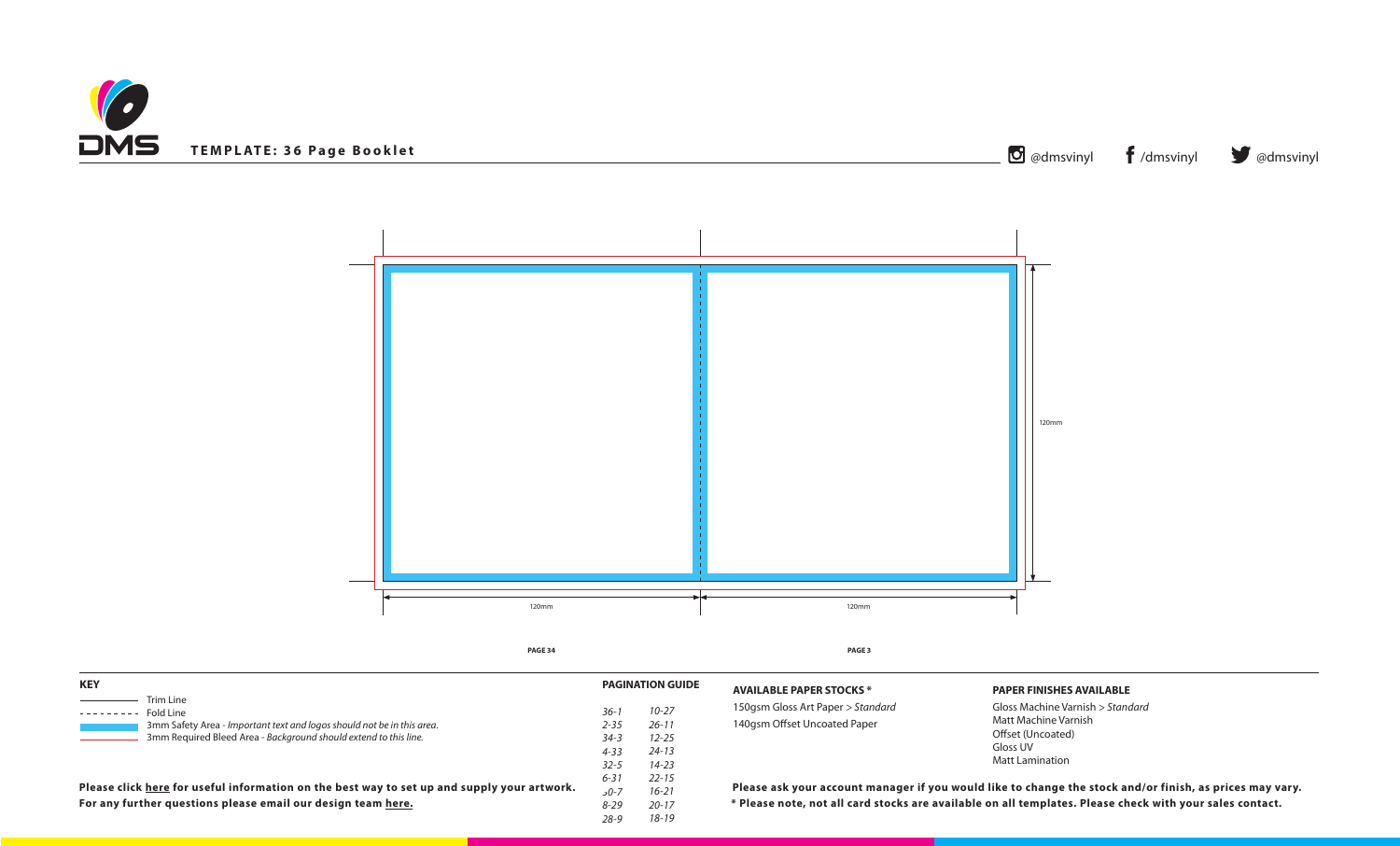**TEMPLATE: 36 Page Booklet**

@dmsvinyl /dmsvinyl @dmsvinyl

120mm

120mm 120mm

**PAGE 34** **PAGE 3**

**KEY**

Trim Line
Fold Line
3mm Safety Area - *Important text and logos should not be in this area.*
3mm Required Bleed Area - *Background should extend to this line.*

**PAGINATION GUIDE**

| | |
|---|---|
| *36-1* | *10-27* |
| *2-35* | *26-11* |
| *34-3* | *12-25* |
| *4-33* | *24-13* |
| *32-5* | *14-23* |
| *6-31* | *22-15* |
| *30-7* | *16-21* |
| *8-29* | *20-17* |
| *28-9* | *18-19* |

**AVAILABLE PAPER STOCKS ***

150gsm Gloss Art Paper > *Standard*
140gsm Offset Uncoated Paper

**PAPER FINISHES AVAILABLE**

Gloss Machine Varnish > *Standard*
Matt Machine Varnish
Offset (Uncoated)
Gloss UV
Matt Lamination

**Please click here for useful information on the best way to set up and supply your artwork.**
**For any further questions please email our design team here.**

**Please ask your account manager if you would like to change the stock and/or finish, as prices may vary.**
**\* Please note, not all card stocks are available on all templates. Please check with your sales contact.**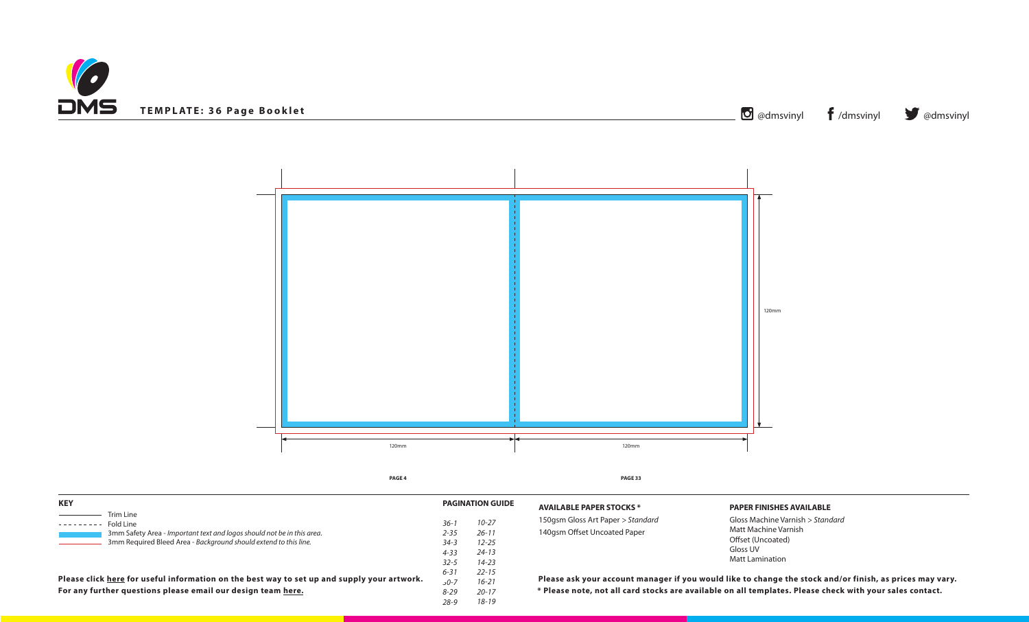TEMPLATE: 36 Page Booklet

@dmsvinyl /dmsvinyl @dmsvinyl

120mm

120mm 120mm

PAGE 4 PAGE 33

**KEY**

- Trim Line
- Fold Line
- 3mm Safety Area - *Important text and logos should not be in this area.*
- 3mm Required Bleed Area - *Background should extend to this line.*

**Please click here for useful information on the best way to set up and supply your artwork.**
**For any further questions please email our design team here.**

**PAGINATION GUIDE**

| | |
|---|---|
| *36-1* | *10-27* |
| *2-35* | *26-11* |
| *34-3* | *12-25* |
| *4-33* | *24-13* |
| *32-5* | *14-23* |
| *6-31* | *22-15* |
| *30-7* | *16-21* |
| *8-29* | *20-17* |
| *28-9* | *18-19* |

**AVAILABLE PAPER STOCKS ***

150gsm Gloss Art Paper > *Standard*
140gsm Offset Uncoated Paper

**PAPER FINISHES AVAILABLE**

Gloss Machine Varnish > *Standard*
Matt Machine Varnish
Offset (Uncoated)
Gloss UV
Matt Lamination

**Please ask your account manager if you would like to change the stock and/or finish, as prices may vary.**
*** Please note, not all card stocks are available on all templates. Please check with your sales contact.**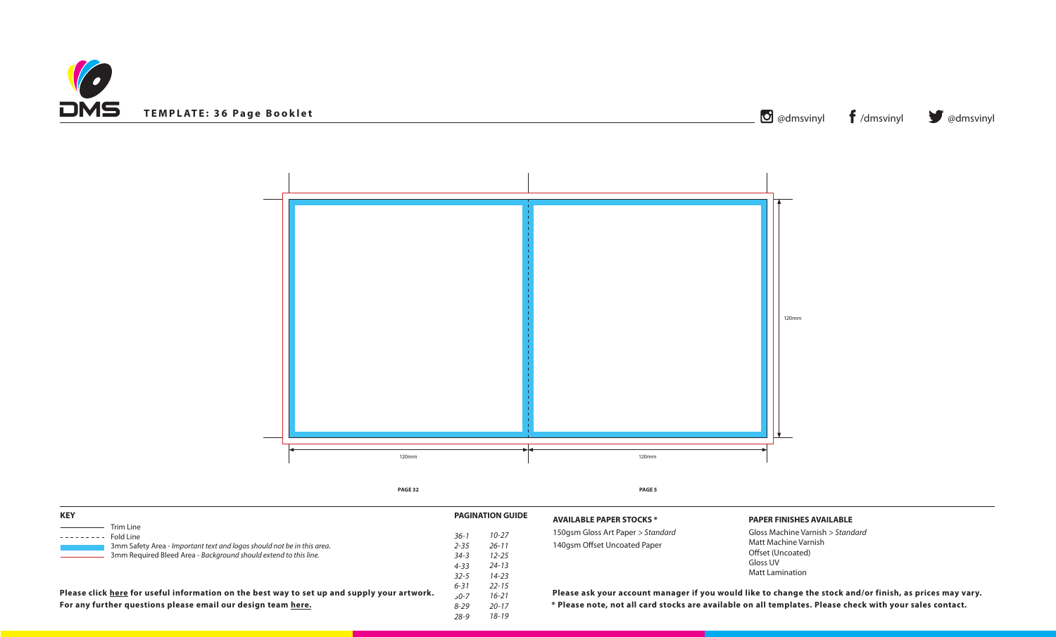# TEMPLATE: 36 Page Booklet

@dmsvinyl /dmsvinyl @dmsvinyl

120mm

120mm 120mm

PAGE 32

PAGE 5

**KEY**

Trim Line
Fold Line
3mm Safety Area - *Important text and logos should not be in this area.*
3mm Required Bleed Area - *Background should extend to this line.*

**Please click here for useful information on the best way to set up and supply your artwork.**
**For any further questions please email our design team here.**

**PAGINATION GUIDE**

| | |
|---|---|
| *36-1* | *10-27* |
| *2-35* | *26-11* |
| *34-3* | *12-25* |
| *4-33* | *24-13* |
| *32-5* | *14-23* |
| *6-31* | *22-15* |
| *30-7* | *16-21* |
| *8-29* | *20-17* |
| *28-9* | *18-19* |

**AVAILABLE PAPER STOCKS ***

150gsm Gloss Art Paper > *Standard*
140gsm Offset Uncoated Paper

**PAPER FINISHES AVAILABLE**

Gloss Machine Varnish > *Standard*
Matt Machine Varnish
Offset (Uncoated)
Gloss UV
Matt Lamination

**Please ask your account manager if you would like to change the stock and/or finish, as prices may vary.**
*** Please note, not all card stocks are available on all templates. Please check with your sales contact.**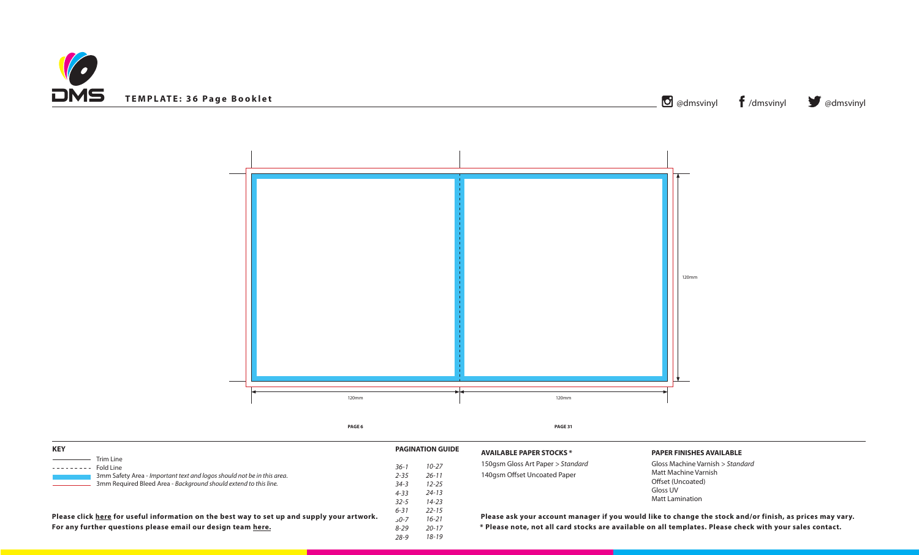**TEMPLATE: 36 Page Booklet**

@dmsvinyl /dmsvinyl @dmsvinyl

120mm

120mm 120mm

PAGE 6 PAGE 31

**KEY**

- Trim Line
- Fold Line
- 3mm Safety Area - *Important text and logos should not be in this area.*
- 3mm Required Bleed Area - *Background should extend to this line.*

**Please click here for useful information on the best way to set up and supply your artwork.**
**For any further questions please email our design team here.**

**PAGINATION GUIDE**

| | |
|---|---|
| *36-1* | *10-27* |
| *2-35* | *26-11* |
| *34-3* | *12-25* |
| *4-33* | *24-13* |
| *32-5* | *14-23* |
| *6-31* | *22-15* |
| *30-7* | *16-21* |
| *8-29* | *20-17* |
| *28-9* | *18-19* |

**AVAILABLE PAPER STOCKS ***

150gsm Gloss Art Paper > *Standard*
140gsm Offset Uncoated Paper

**PAPER FINISHES AVAILABLE**

Gloss Machine Varnish > *Standard*
Matt Machine Varnish
Offset (Uncoated)
Gloss UV
Matt Lamination

**Please ask your account manager if you would like to change the stock and/or finish, as prices may vary.**
*** Please note, not all card stocks are available on all templates. Please check with your sales contact.**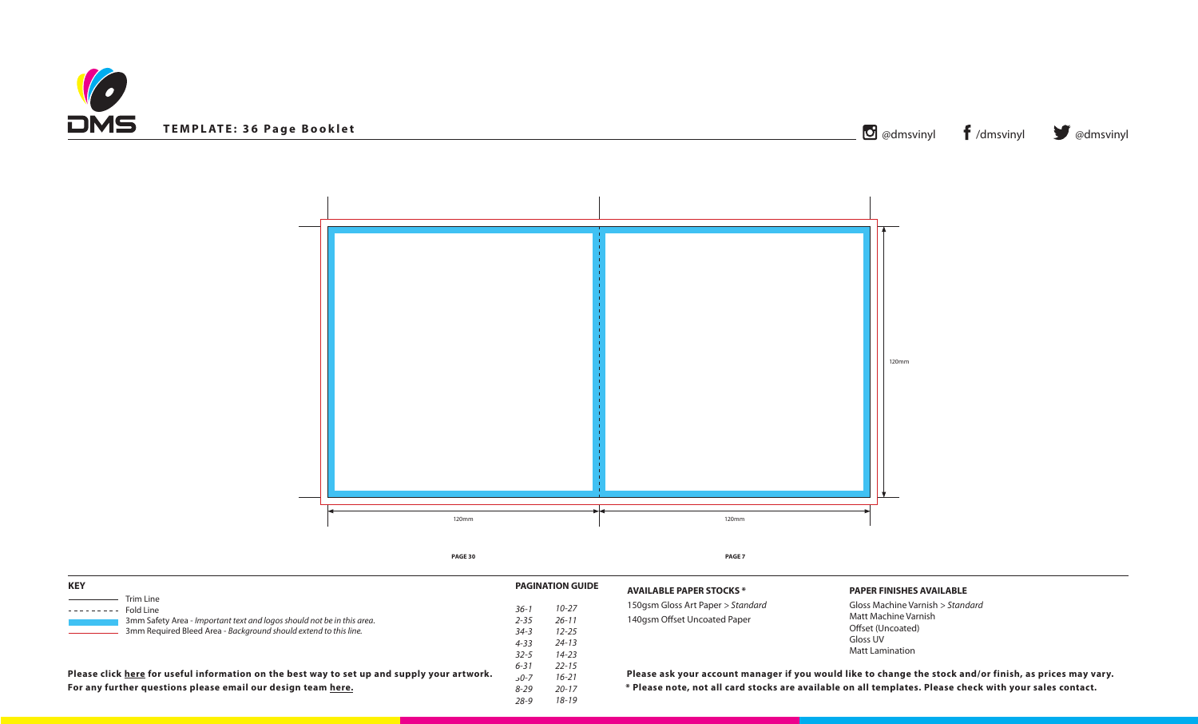# TEMPLATE: 36 Page Booklet

@dmsvinyl /dmsvinyl @dmsvinyl

120mm

120mm 120mm

PAGE 30 PAGE 7

**KEY**

- Trim Line
- Fold Line
- 3mm Safety Area - *Important text and logos should not be in this area.*
- 3mm Required Bleed Area - *Background should extend to this line.*

**Please click here for useful information on the best way to set up and supply your artwork.**
**For any further questions please email our design team here.**

**PAGINATION GUIDE**

| | |
|---|---|
| *36-1* | *10-27* |
| *2-35* | *26-11* |
| *34-3* | *12-25* |
| *4-33* | *24-13* |
| *32-5* | *14-23* |
| *6-31* | *22-15* |
| *30-7* | *16-21* |
| *8-29* | *20-17* |
| *28-9* | *18-19* |

**AVAILABLE PAPER STOCKS \***

150gsm Gloss Art Paper > *Standard*
140gsm Offset Uncoated Paper

**PAPER FINISHES AVAILABLE**

Gloss Machine Varnish > *Standard*
Matt Machine Varnish
Offset (Uncoated)
Gloss UV
Matt Lamination

**Please ask your account manager if you would like to change the stock and/or finish, as prices may vary.**
**\* Please note, not all card stocks are available on all templates. Please check with your sales contact.**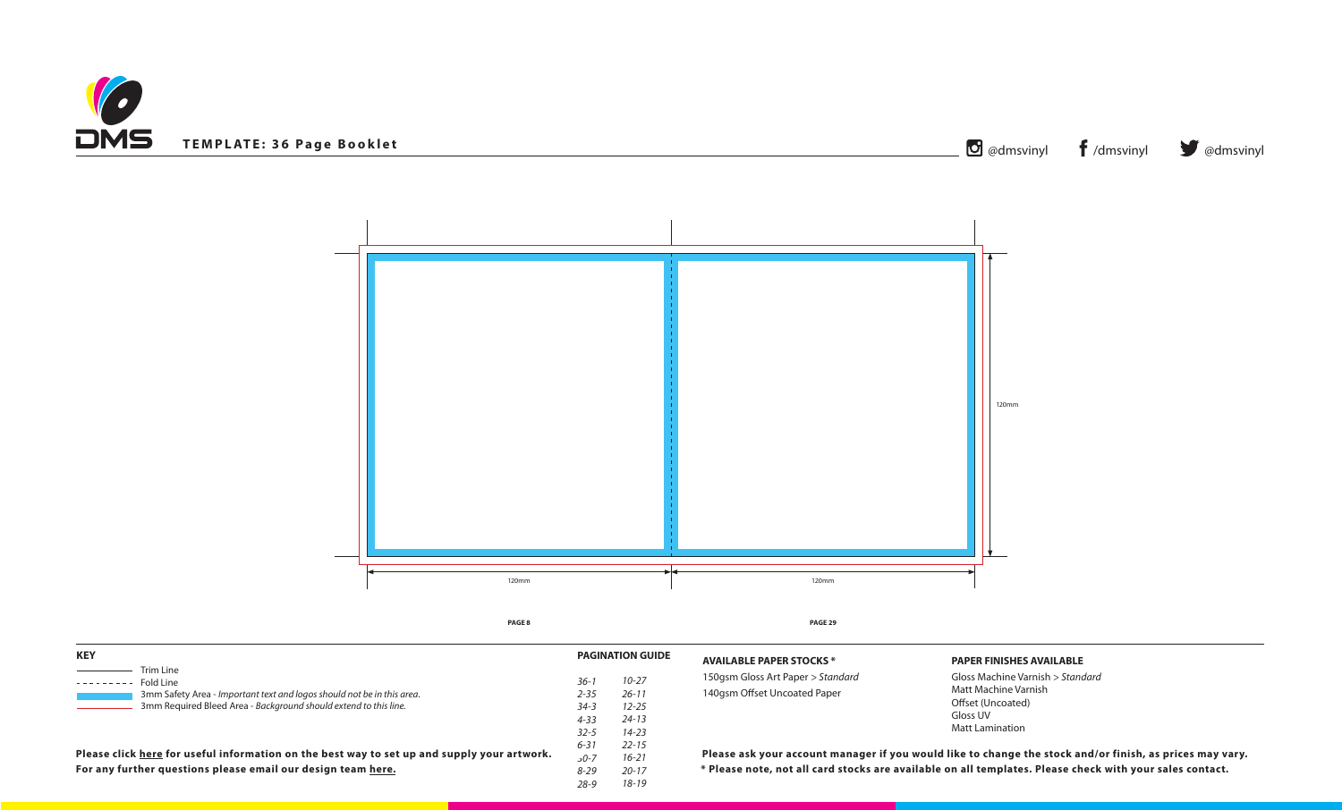**TEMPLATE: 36 Page Booklet**

@dmsvinyl /dmsvinyl @dmsvinyl

120mm

120mm 120mm

PAGE 8 PAGE 29

**KEY**

- Trim Line
- Fold Line
- 3mm Safety Area - *Important text and logos should not be in this area.*
- 3mm Required Bleed Area - *Background should extend to this line.*

**Please click here for useful information on the best way to set up and supply your artwork.**
**For any further questions please email our design team here.**

**PAGINATION GUIDE**

| | |
|---|---|
| *36-1* | *10-27* |
| *2-35* | *26-11* |
| *34-3* | *12-25* |
| *4-33* | *24-13* |
| *32-5* | *14-23* |
| *6-31* | *22-15* |
| *30-7* | *16-21* |
| *8-29* | *20-17* |
| *28-9* | *18-19* |

**AVAILABLE PAPER STOCKS ***

150gsm Gloss Art Paper > *Standard*
140gsm Offset Uncoated Paper

**PAPER FINISHES AVAILABLE**

Gloss Machine Varnish > *Standard*
Matt Machine Varnish
Offset (Uncoated)
Gloss UV
Matt Lamination

**Please ask your account manager if you would like to change the stock and/or finish, as prices may vary.**
**\* Please note, not all card stocks are available on all templates. Please check with your sales contact.**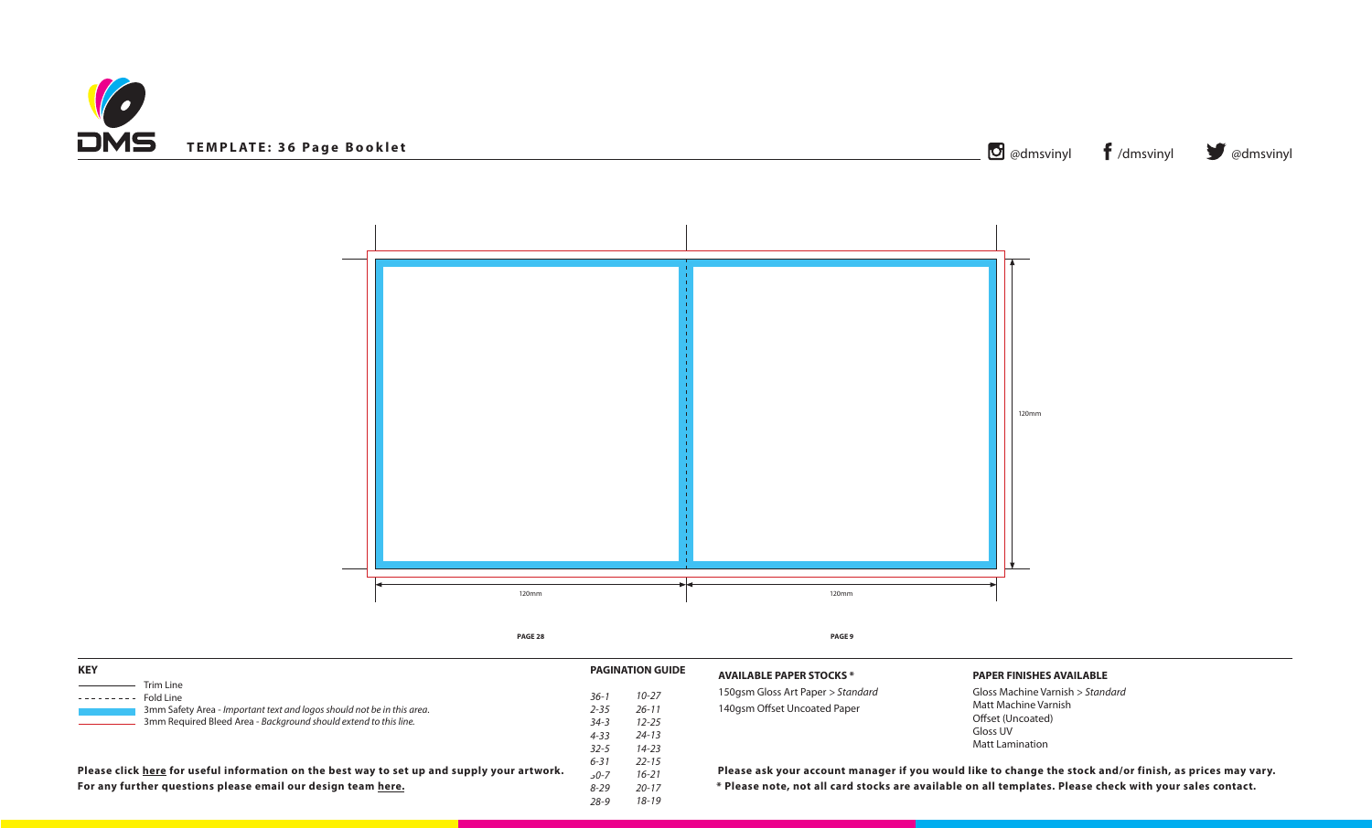# TEMPLATE: 36 Page Booklet

@dmsvinyl /dmsvinyl @dmsvinyl

120mm

120mm 120mm

PAGE 28 PAGE 9

## KEY

- Trim Line
- Fold Line
- 3mm Safety Area - *Important text and logos should not be in this area.*
- 3mm Required Bleed Area - *Background should extend to this line.*

**Please click here for useful information on the best way to set up and supply your artwork.**
**For any further questions please email our design team here.**

## PAGINATION GUIDE

| | |
|---|---|
| *36-1* | *10-27* |
| *2-35* | *26-11* |
| *34-3* | *12-25* |
| *4-33* | *24-13* |
| *32-5* | *14-23* |
| *6-31* | *22-15* |
| *30-7* | *16-21* |
| *8-29* | *20-17* |
| *28-9* | *18-19* |

## AVAILABLE PAPER STOCKS *

150gsm Gloss Art Paper > *Standard*
140gsm Offset Uncoated Paper

## PAPER FINISHES AVAILABLE

Gloss Machine Varnish > *Standard*
Matt Machine Varnish
Offset (Uncoated)
Gloss UV
Matt Lamination

**Please ask your account manager if you would like to change the stock and/or finish, as prices may vary.**
**\* Please note, not all card stocks are available on all templates. Please check with your sales contact.**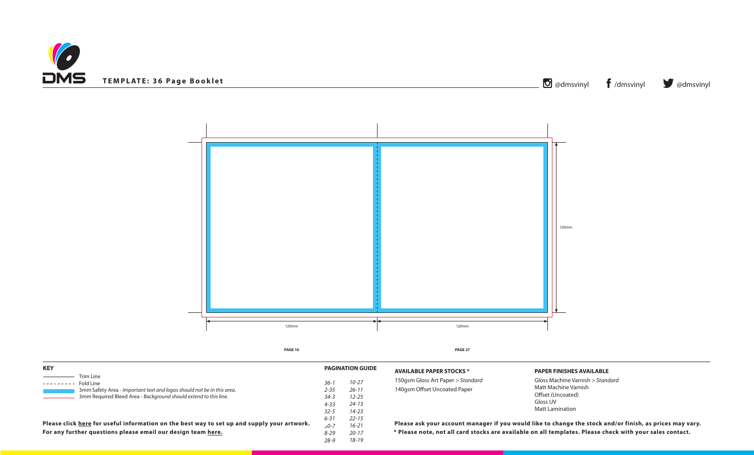TEMPLATE: 36 Page Booklet

@dmsvinyl /dmsvinyl @dmsvinyl

120mm

120mm 120mm

PAGE 10 PAGE 27

**KEY**

Trim Line
Fold Line
3mm Safety Area - *Important text and logos should not be in this area.*
3mm Required Bleed Area - *Background should extend to this line.*

**Please click here for useful information on the best way to set up and supply your artwork.**
**For any further questions please email our design team here.**

**PAGINATION GUIDE**

| | |
|---|---|
| *36-1* | *10-27* |
| *2-35* | *26-11* |
| *34-3* | *12-25* |
| *4-33* | *24-13* |
| *32-5* | *14-23* |
| *6-31* | *22-15* |
| *30-7* | *16-21* |
| *8-29* | *20-17* |
| *28-9* | *18-19* |

**AVAILABLE PAPER STOCKS ***

150gsm Gloss Art Paper > *Standard*
140gsm Offset Uncoated Paper

**PAPER FINISHES AVAILABLE**

Gloss Machine Varnish > *Standard*
Matt Machine Varnish
Offset (Uncoated)
Gloss UV
Matt Lamination

**Please ask your account manager if you would like to change the stock and/or finish, as prices may vary.**
*** Please note, not all card stocks are available on all templates. Please check with your sales contact.**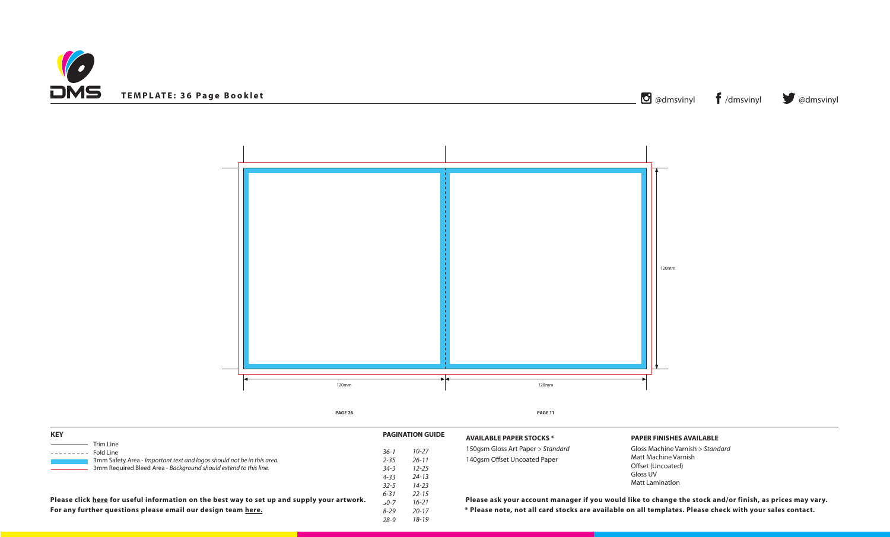# TEMPLATE: 36 Page Booklet

@dmsvinyl /dmsvinyl @dmsvinyl

120mm

120mm 120mm

PAGE 26 PAGE 11

**KEY**

- Trim Line
- Fold Line
- 3mm Safety Area - *Important text and logos should not be in this area.*
- 3mm Required Bleed Area - *Background should extend to this line.*

**Please click here for useful information on the best way to set up and supply your artwork.**
**For any further questions please email our design team here.**

**PAGINATION GUIDE**

| | |
|---|---|
| *36-1* | *10-27* |
| *2-35* | *26-11* |
| *34-3* | *12-25* |
| *4-33* | *24-13* |
| *32-5* | *14-23* |
| *6-31* | *22-15* |
| *30-7* | *16-21* |
| *8-29* | *20-17* |
| *28-9* | *18-19* |

**AVAILABLE PAPER STOCKS ***

150gsm Gloss Art Paper > *Standard*
140gsm Offset Uncoated Paper

**PAPER FINISHES AVAILABLE**

Gloss Machine Varnish > *Standard*
Matt Machine Varnish
Offset (Uncoated)
Gloss UV
Matt Lamination

**Please ask your account manager if you would like to change the stock and/or finish, as prices may vary.**
*** Please note, not all card stocks are available on all templates. Please check with your sales contact.**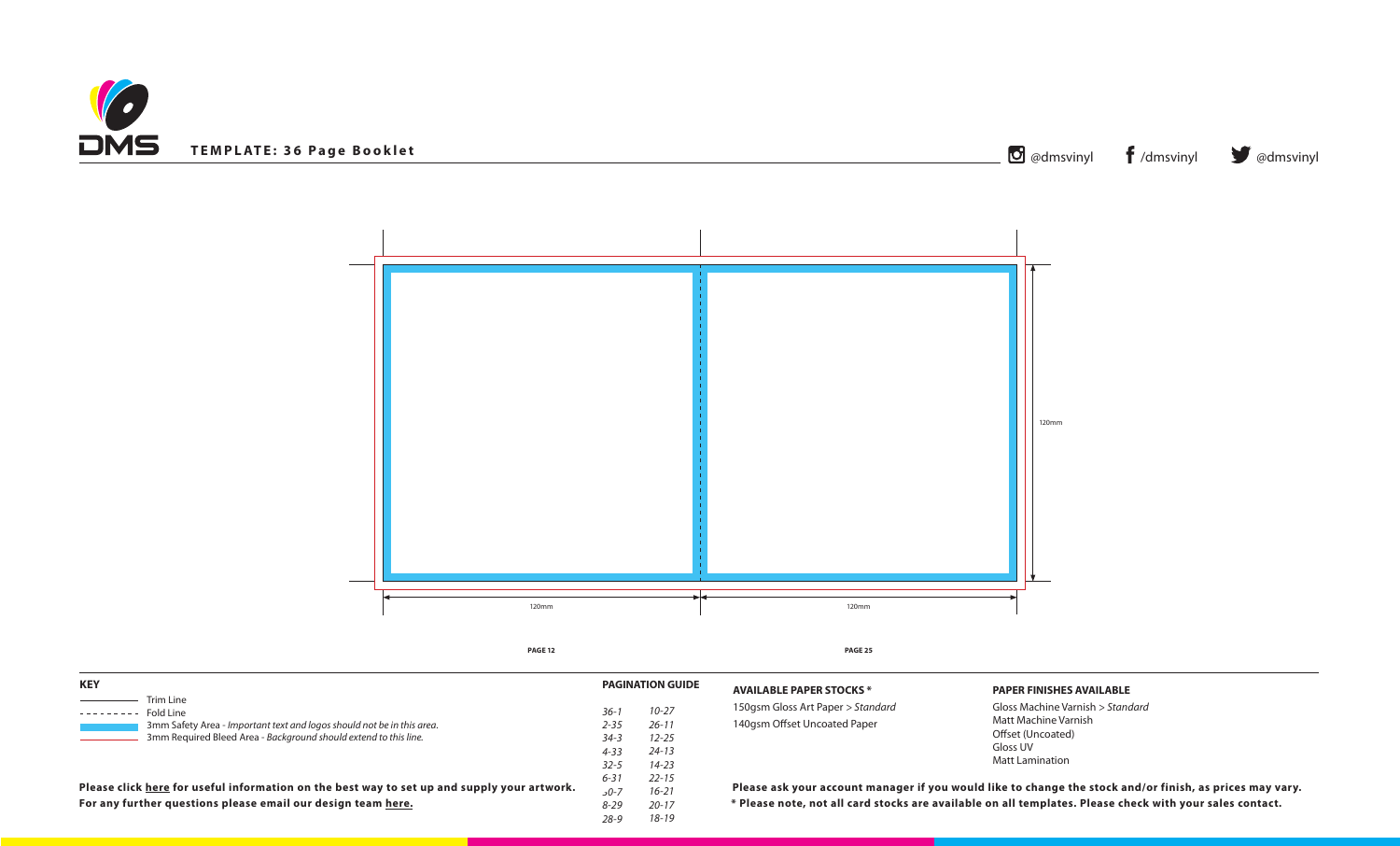**TEMPLATE: 36 Page Booklet**

@dmsvinyl /dmsvinyl @dmsvinyl

120mm

120mm 120mm

PAGE 12 PAGE 25

**KEY**

- Trim Line
- Fold Line
- 3mm Safety Area - *Important text and logos should not be in this area.*
- 3mm Required Bleed Area - *Background should extend to this line.*

**Please click here for useful information on the best way to set up and supply your artwork.**
**For any further questions please email our design team here.**

**PAGINATION GUIDE**

| | |
|---|---|
| *36-1* | *10-27* |
| *2-35* | *26-11* |
| *34-3* | *12-25* |
| *4-33* | *24-13* |
| *32-5* | *14-23* |
| *6-31* | *22-15* |
| *30-7* | *16-21* |
| *8-29* | *20-17* |
| *28-9* | *18-19* |

**AVAILABLE PAPER STOCKS ***

150gsm Gloss Art Paper > *Standard*
140gsm Offset Uncoated Paper

**PAPER FINISHES AVAILABLE**

Gloss Machine Varnish > *Standard*
Matt Machine Varnish
Offset (Uncoated)
Gloss UV
Matt Lamination

**Please ask your account manager if you would like to change the stock and/or finish, as prices may vary.**
*** Please note, not all card stocks are available on all templates. Please check with your sales contact.**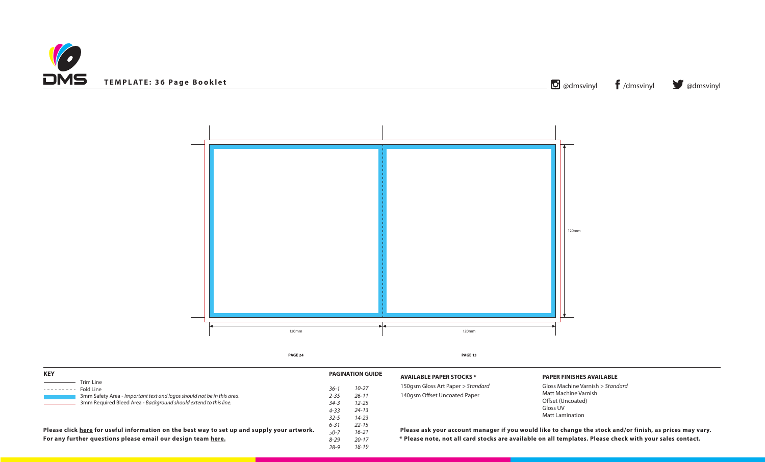**TEMPLATE: 36 Page Booklet**

@dmsvinyl /dmsvinyl @dmsvinyl

120mm

120mm 120mm

**PAGE 24** **PAGE 13**

**KEY**

Trim Line
Fold Line
3mm Safety Area - *Important text and logos should not be in this area.*
3mm Required Bleed Area - *Background should extend to this line.*

**Please click here for useful information on the best way to set up and supply your artwork.**
**For any further questions please email our design team here.**

**PAGINATION GUIDE**

| | |
|---|---|
| *36-1* | *10-27* |
| *2-35* | *26-11* |
| *34-3* | *12-25* |
| *4-33* | *24-13* |
| *32-5* | *14-23* |
| *6-31* | *22-15* |
| *30-7* | *16-21* |
| *8-29* | *20-17* |
| *28-9* | *18-19* |

**AVAILABLE PAPER STOCKS ***

150gsm Gloss Art Paper > *Standard*
140gsm Offset Uncoated Paper

**PAPER FINISHES AVAILABLE**

Gloss Machine Varnish > *Standard*
Matt Machine Varnish
Offset (Uncoated)
Gloss UV
Matt Lamination

**Please ask your account manager if you would like to change the stock and/or finish, as prices may vary.**
**\* Please note, not all card stocks are available on all templates. Please check with your sales contact.**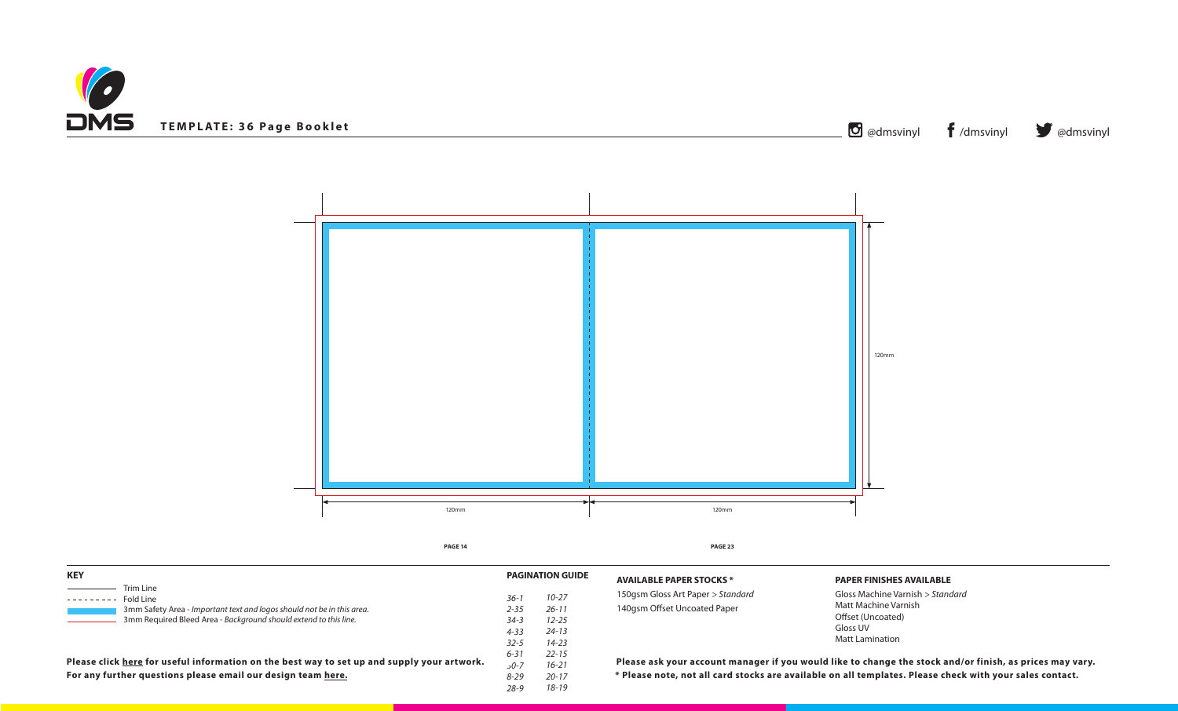**TEMPLATE: 36 Page Booklet**

@dmsvinyl /dmsvinyl @dmsvinyl

120mm

120mm 120mm

PAGE 14 PAGE 23

**KEY**

- Trim Line
- Fold Line
- 3mm Safety Area - *Important text and logos should not be in this area.*
- 3mm Required Bleed Area - *Background should extend to this line.*

**Please click here for useful information on the best way to set up and supply your artwork.**
**For any further questions please email our design team here.**

**PAGINATION GUIDE**

| | |
|---|---|
| *36-1* | *10-27* |
| *2-35* | *26-11* |
| *34-3* | *12-25* |
| *4-33* | *24-13* |
| *32-5* | *14-23* |
| *6-31* | *22-15* |
| *30-7* | *16-21* |
| *8-29* | *20-17* |
| *28-9* | *18-19* |

**AVAILABLE PAPER STOCKS \***

150gsm Gloss Art Paper > *Standard*
140gsm Offset Uncoated Paper

**PAPER FINISHES AVAILABLE**

Gloss Machine Varnish > *Standard*
Matt Machine Varnish
Offset (Uncoated)
Gloss UV
Matt Lamination

**Please ask your account manager if you would like to change the stock and/or finish, as prices may vary.**
**\* Please note, not all card stocks are available on all templates. Please check with your sales contact.**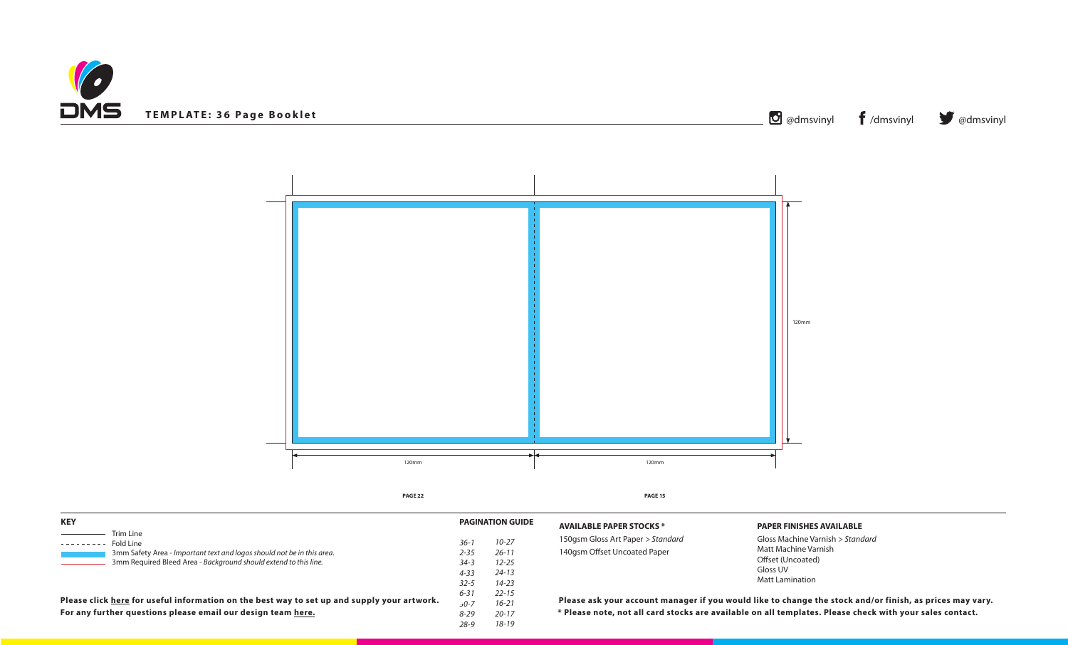**TEMPLATE: 36 Page Booklet**

@dmsvinyl /dmsvinyl @dmsvinyl

120mm

120mm

120mm

PAGE 22

PAGE 15

## KEY

- Trim Line
- Fold Line
- 3mm Safety Area - *Important text and logos should not be in this area.*
- 3mm Required Bleed Area - *Background should extend to this line.*

**Please click here for useful information on the best way to set up and supply your artwork.**
**For any further questions please email our design team here.**

## PAGINATION GUIDE

| | |
|---|---|
| *36-1* | *10-27* |
| *2-35* | *26-11* |
| *34-3* | *12-25* |
| *4-33* | *24-13* |
| *32-5* | *14-23* |
| *6-31* | *22-15* |
| *30-7* | *16-21* |
| *8-29* | *20-17* |
| *28-9* | *18-19* |

## AVAILABLE PAPER STOCKS *

150gsm Gloss Art Paper > *Standard*
140gsm Offset Uncoated Paper

## PAPER FINISHES AVAILABLE

Gloss Machine Varnish > *Standard*
Matt Machine Varnish
Offset (Uncoated)
Gloss UV
Matt Lamination

**Please ask your account manager if you would like to change the stock and/or finish, as prices may vary.**
**\* Please note, not all card stocks are available on all templates. Please check with your sales contact.**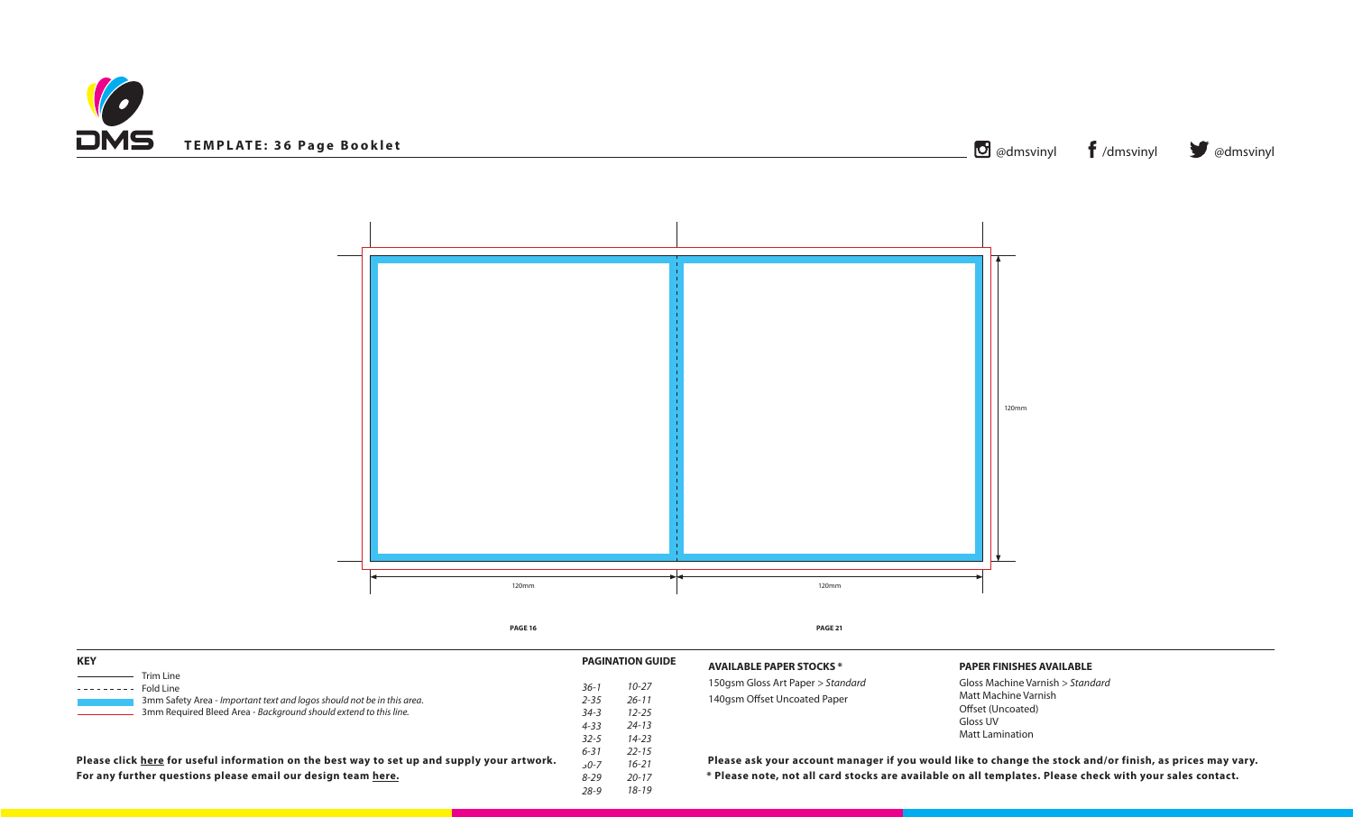# TEMPLATE: 36 Page Booklet

@dmsvinyl /dmsvinyl @dmsvinyl

120mm

120mm 120mm

PAGE 16 PAGE 21

## KEY

Trim Line

Fold Line

3mm Safety Area - *Important text and logos should not be in this area.*

3mm Required Bleed Area - *Background should extend to this line.*

**Please click here for useful information on the best way to set up and supply your artwork.**
**For any further questions please email our design team here.**

## PAGINATION GUIDE

| | |
|---|---|
| *36-1* | *10-27* |
| *2-35* | *26-11* |
| *34-3* | *12-25* |
| *4-33* | *24-13* |
| *32-5* | *14-23* |
| *6-31* | *22-15* |
| *30-7* | *16-21* |
| *8-29* | *20-17* |
| *28-9* | *18-19* |

## AVAILABLE PAPER STOCKS *

150gsm Gloss Art Paper > *Standard*
140gsm Offset Uncoated Paper

## PAPER FINISHES AVAILABLE

Gloss Machine Varnish > *Standard*
Matt Machine Varnish
Offset (Uncoated)
Gloss UV
Matt Lamination

**Please ask your account manager if you would like to change the stock and/or finish, as prices may vary.**
**\* Please note, not all card stocks are available on all templates. Please check with your sales contact.**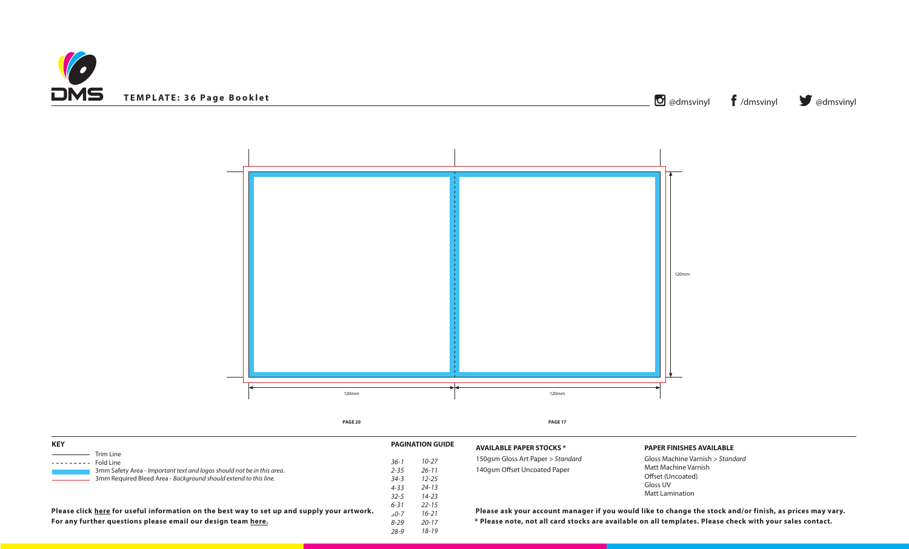**TEMPLATE: 36 Page Booklet**

@dmsvinyl /dmsvinyl @dmsvinyl

120mm

120mm

120mm

PAGE 20

PAGE 17

**KEY**

- Trim Line
- Fold Line
- 3mm Safety Area - *Important text and logos should not be in this area.*
- 3mm Required Bleed Area - *Background should extend to this line.*

**Please click here for useful information on the best way to set up and supply your artwork.**
**For any further questions please email our design team here.**

**PAGINATION GUIDE**

| | |
|---|---|
| *36-1* | *10-27* |
| *2-35* | *26-11* |
| *34-3* | *12-25* |
| *4-33* | *24-13* |
| *32-5* | *14-23* |
| *6-31* | *22-15* |
| *30-7* | *16-21* |
| *8-29* | *20-17* |
| *28-9* | *18-19* |

**AVAILABLE PAPER STOCKS \***

150gsm Gloss Art Paper > *Standard*
140gsm Offset Uncoated Paper

**PAPER FINISHES AVAILABLE**

Gloss Machine Varnish > *Standard*
Matt Machine Varnish
Offset (Uncoated)
Gloss UV
Matt Lamination

**Please ask your account manager if you would like to change the stock and/or finish, as prices may vary.**
**\* Please note, not all card stocks are available on all templates. Please check with your sales contact.**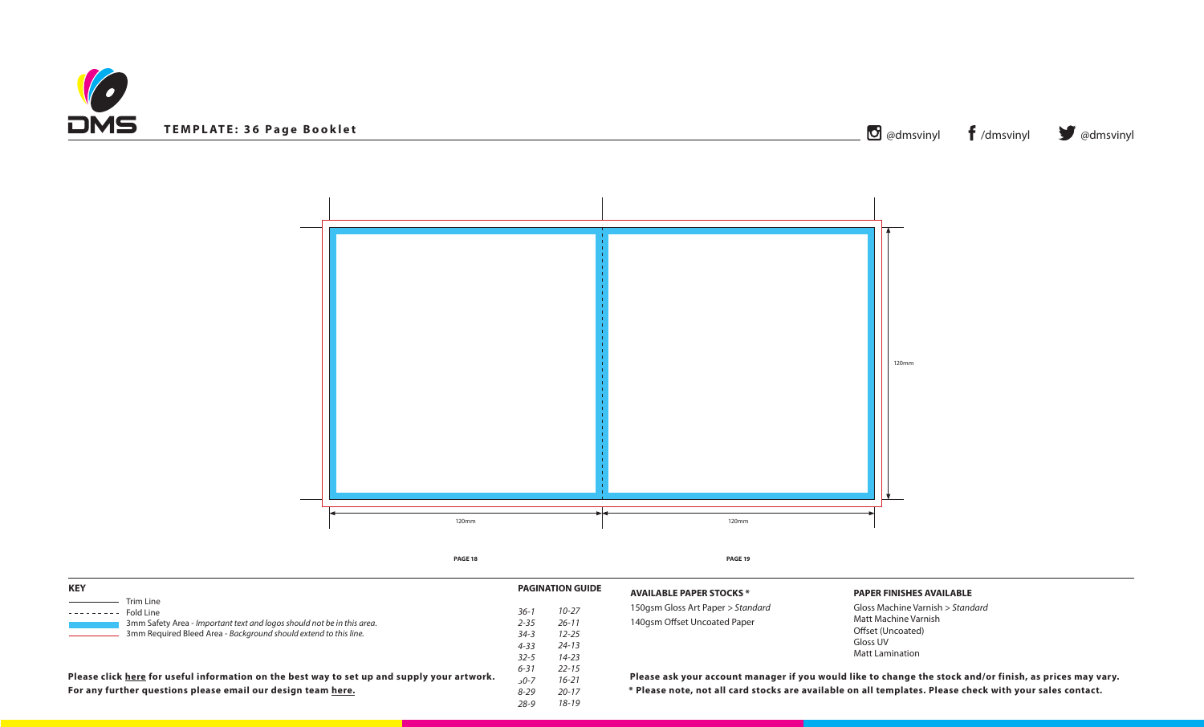**TEMPLATE: 36 Page Booklet**

@dmsvinyl /dmsvinyl @dmsvinyl

120mm

120mm

120mm

PAGE 18

PAGE 19

**KEY**

Trim Line
Fold Line
3mm Safety Area - *Important text and logos should not be in this area.*
3mm Required Bleed Area - *Background should extend to this line.*

**Please click here for useful information on the best way to set up and supply your artwork.**
**For any further questions please email our design team here.**

**PAGINATION GUIDE**

| | |
|---|---|
| *36-1* | *10-27* |
| *2-35* | *26-11* |
| *34-3* | *12-25* |
| *4-33* | *24-13* |
| *32-5* | *14-23* |
| *6-31* | *22-15* |
| *30-7* | *16-21* |
| *8-29* | *20-17* |
| *28-9* | *18-19* |

**AVAILABLE PAPER STOCKS ***

150gsm Gloss Art Paper > *Standard*
140gsm Offset Uncoated Paper

**PAPER FINISHES AVAILABLE**

Gloss Machine Varnish > *Standard*
Matt Machine Varnish
Offset (Uncoated)
Gloss UV
Matt Lamination

**Please ask your account manager if you would like to change the stock and/or finish, as prices may vary.**
**\* Please note, not all card stocks are available on all templates. Please check with your sales contact.**